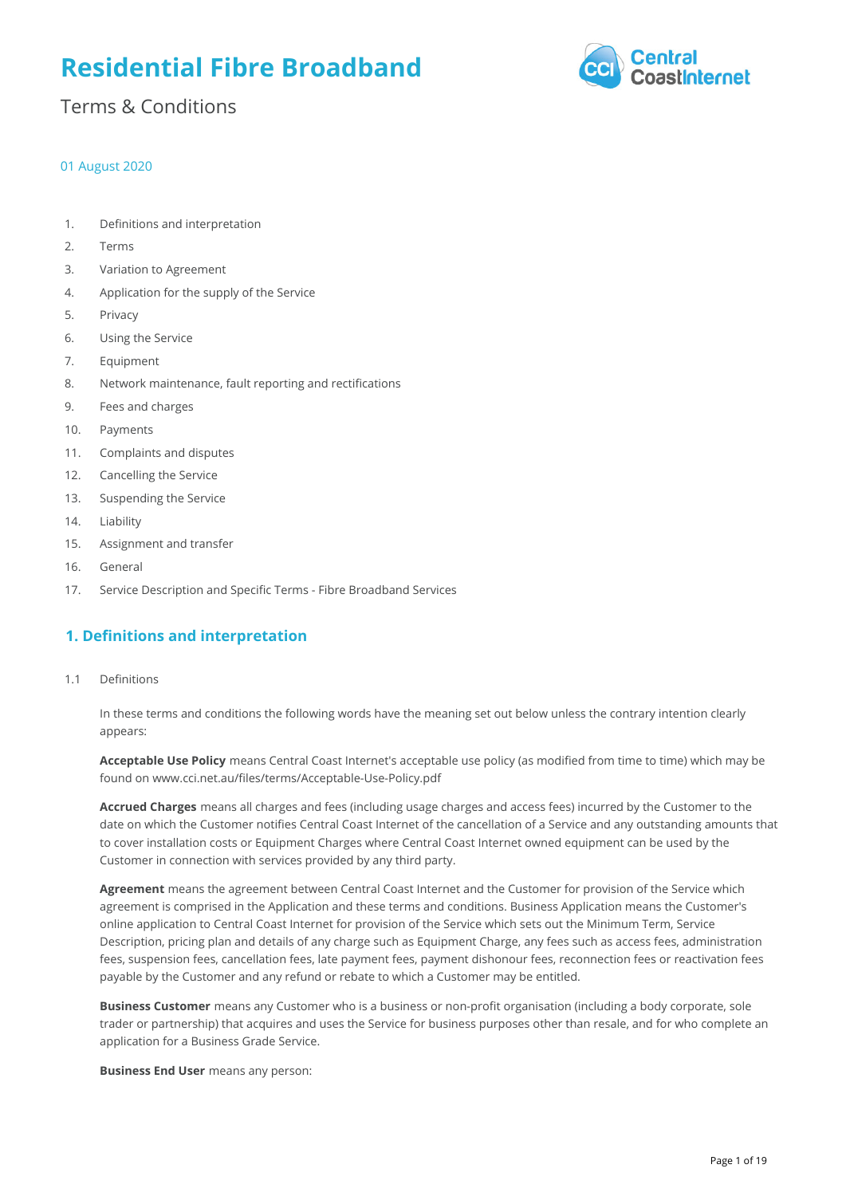# Residential Fibre Broadband

Terms & Conditions

01 August 2020

1. Definitions and interpretation
2. Terms
3. Variation to Agreement
4. Application for the supply of the Service
5. Privacy
6. Using the Service
7. Equipment
8. Network maintenance, fault reporting and rectifications
9. Fees and charges
10. Payments
11. Complaints and disputes
12. Cancelling the Service
13. Suspending the Service
14. Liability
15. Assignment and transfer
16. General
17. Service Description and Specific Terms - Fibre Broadband Services

## 1. Definitions and interpretation

1.1 Definitions

In these terms and conditions the following words have the meaning set out below unless the contrary intention clearly appears:

**Acceptable Use Policy** means Central Coast Internet's acceptable use policy (as modified from time to time) which may be found on www.cci.net.au/files/terms/Acceptable-Use-Policy.pdf

**Accrued Charges** means all charges and fees (including usage charges and access fees) incurred by the Customer to the date on which the Customer notifies Central Coast Internet of the cancellation of a Service and any outstanding amounts that to cover installation costs or Equipment Charges where Central Coast Internet owned equipment can be used by the Customer in connection with services provided by any third party.

**Agreement** means the agreement between Central Coast Internet and the Customer for provision of the Service which agreement is comprised in the Application and these terms and conditions. Business Application means the Customer's online application to Central Coast Internet for provision of the Service which sets out the Minimum Term, Service Description, pricing plan and details of any charge such as Equipment Charge, any fees such as access fees, administration fees, suspension fees, cancellation fees, late payment fees, payment dishonour fees, reconnection fees or reactivation fees payable by the Customer and any refund or rebate to which a Customer may be entitled.

**Business Customer** means any Customer who is a business or non-profit organisation (including a body corporate, sole trader or partnership) that acquires and uses the Service for business purposes other than resale, and for who complete an application for a Business Grade Service.

**Business End User** means any person: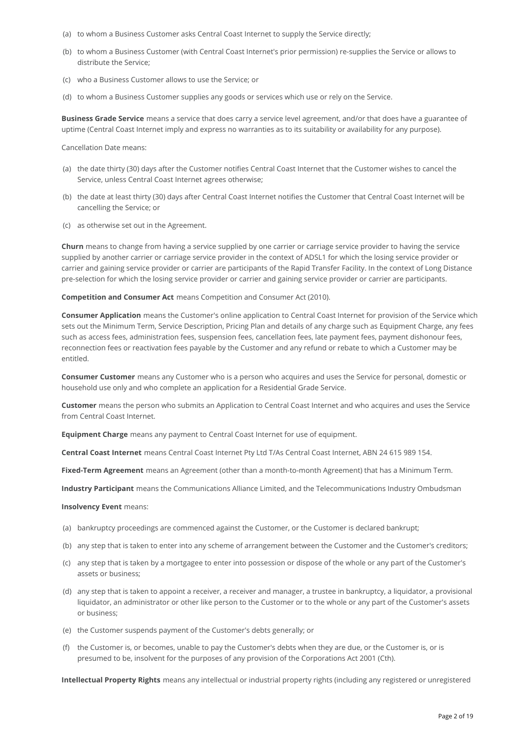(a) to whom a Business Customer asks Central Coast Internet to supply the Service directly;

(b) to whom a Business Customer (with Central Coast Internet's prior permission) re-supplies the Service or allows to distribute the Service;

(c) who a Business Customer allows to use the Service; or

(d) to whom a Business Customer supplies any goods or services which use or rely on the Service.

**Business Grade Service** means a service that does carry a service level agreement, and/or that does have a guarantee of uptime (Central Coast Internet imply and express no warranties as to its suitability or availability for any purpose).

Cancellation Date means:

(a) the date thirty (30) days after the Customer notifies Central Coast Internet that the Customer wishes to cancel the Service, unless Central Coast Internet agrees otherwise;

(b) the date at least thirty (30) days after Central Coast Internet notifies the Customer that Central Coast Internet will be cancelling the Service; or

(c) as otherwise set out in the Agreement.

**Churn** means to change from having a service supplied by one carrier or carriage service provider to having the service supplied by another carrier or carriage service provider in the context of ADSL1 for which the losing service provider or carrier and gaining service provider or carrier are participants of the Rapid Transfer Facility. In the context of Long Distance pre-selection for which the losing service provider or carrier and gaining service provider or carrier are participants.

**Competition and Consumer Act** means Competition and Consumer Act (2010).

**Consumer Application** means the Customer's online application to Central Coast Internet for provision of the Service which sets out the Minimum Term, Service Description, Pricing Plan and details of any charge such as Equipment Charge, any fees such as access fees, administration fees, suspension fees, cancellation fees, late payment fees, payment dishonour fees, reconnection fees or reactivation fees payable by the Customer and any refund or rebate to which a Customer may be entitled.

**Consumer Customer** means any Customer who is a person who acquires and uses the Service for personal, domestic or household use only and who complete an application for a Residential Grade Service.

**Customer** means the person who submits an Application to Central Coast Internet and who acquires and uses the Service from Central Coast Internet.

**Equipment Charge** means any payment to Central Coast Internet for use of equipment.

**Central Coast Internet** means Central Coast Internet Pty Ltd T/As Central Coast Internet, ABN 24 615 989 154.

**Fixed-Term Agreement** means an Agreement (other than a month-to-month Agreement) that has a Minimum Term.

**Industry Participant** means the Communications Alliance Limited, and the Telecommunications Industry Ombudsman

**Insolvency Event** means:

(a) bankruptcy proceedings are commenced against the Customer, or the Customer is declared bankrupt;

(b) any step that is taken to enter into any scheme of arrangement between the Customer and the Customer's creditors;

(c) any step that is taken by a mortgagee to enter into possession or dispose of the whole or any part of the Customer's assets or business;

(d) any step that is taken to appoint a receiver, a receiver and manager, a trustee in bankruptcy, a liquidator, a provisional liquidator, an administrator or other like person to the Customer or to the whole or any part of the Customer's assets or business;

(e) the Customer suspends payment of the Customer's debts generally; or

(f) the Customer is, or becomes, unable to pay the Customer's debts when they are due, or the Customer is, or is presumed to be, insolvent for the purposes of any provision of the Corporations Act 2001 (Cth).

**Intellectual Property Rights** means any intellectual or industrial property rights (including any registered or unregistered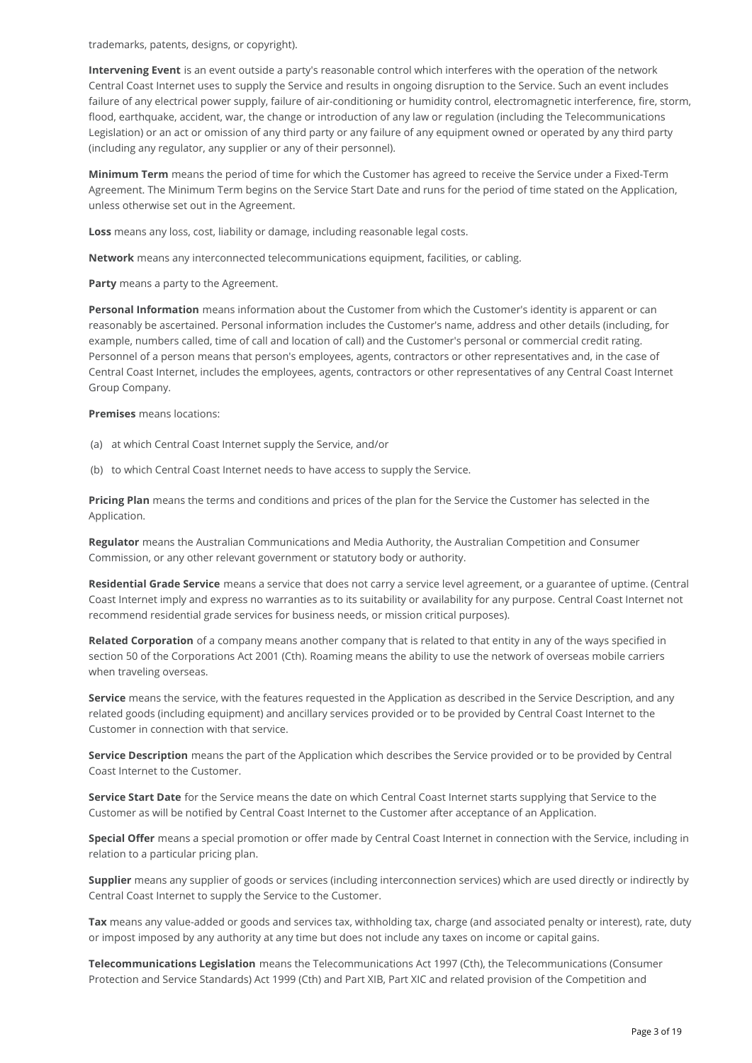trademarks, patents, designs, or copyright).

**Intervening Event** is an event outside a party's reasonable control which interferes with the operation of the network Central Coast Internet uses to supply the Service and results in ongoing disruption to the Service. Such an event includes failure of any electrical power supply, failure of air-conditioning or humidity control, electromagnetic interference, fire, storm, flood, earthquake, accident, war, the change or introduction of any law or regulation (including the Telecommunications Legislation) or an act or omission of any third party or any failure of any equipment owned or operated by any third party (including any regulator, any supplier or any of their personnel).

**Minimum Term** means the period of time for which the Customer has agreed to receive the Service under a Fixed-Term Agreement. The Minimum Term begins on the Service Start Date and runs for the period of time stated on the Application, unless otherwise set out in the Agreement.

**Loss** means any loss, cost, liability or damage, including reasonable legal costs.

**Network** means any interconnected telecommunications equipment, facilities, or cabling.

**Party** means a party to the Agreement.

**Personal Information** means information about the Customer from which the Customer's identity is apparent or can reasonably be ascertained. Personal information includes the Customer's name, address and other details (including, for example, numbers called, time of call and location of call) and the Customer's personal or commercial credit rating. Personnel of a person means that person's employees, agents, contractors or other representatives and, in the case of Central Coast Internet, includes the employees, agents, contractors or other representatives of any Central Coast Internet Group Company.

**Premises** means locations:

(a) at which Central Coast Internet supply the Service, and/or

(b) to which Central Coast Internet needs to have access to supply the Service.

**Pricing Plan** means the terms and conditions and prices of the plan for the Service the Customer has selected in the Application.

**Regulator** means the Australian Communications and Media Authority, the Australian Competition and Consumer Commission, or any other relevant government or statutory body or authority.

**Residential Grade Service** means a service that does not carry a service level agreement, or a guarantee of uptime. (Central Coast Internet imply and express no warranties as to its suitability or availability for any purpose. Central Coast Internet not recommend residential grade services for business needs, or mission critical purposes).

**Related Corporation** of a company means another company that is related to that entity in any of the ways specified in section 50 of the Corporations Act 2001 (Cth). Roaming means the ability to use the network of overseas mobile carriers when traveling overseas.

**Service** means the service, with the features requested in the Application as described in the Service Description, and any related goods (including equipment) and ancillary services provided or to be provided by Central Coast Internet to the Customer in connection with that service.

**Service Description** means the part of the Application which describes the Service provided or to be provided by Central Coast Internet to the Customer.

**Service Start Date** for the Service means the date on which Central Coast Internet starts supplying that Service to the Customer as will be notified by Central Coast Internet to the Customer after acceptance of an Application.

**Special Offer** means a special promotion or offer made by Central Coast Internet in connection with the Service, including in relation to a particular pricing plan.

**Supplier** means any supplier of goods or services (including interconnection services) which are used directly or indirectly by Central Coast Internet to supply the Service to the Customer.

**Tax** means any value-added or goods and services tax, withholding tax, charge (and associated penalty or interest), rate, duty or impost imposed by any authority at any time but does not include any taxes on income or capital gains.

**Telecommunications Legislation** means the Telecommunications Act 1997 (Cth), the Telecommunications (Consumer Protection and Service Standards) Act 1999 (Cth) and Part XIB, Part XIC and related provision of the Competition and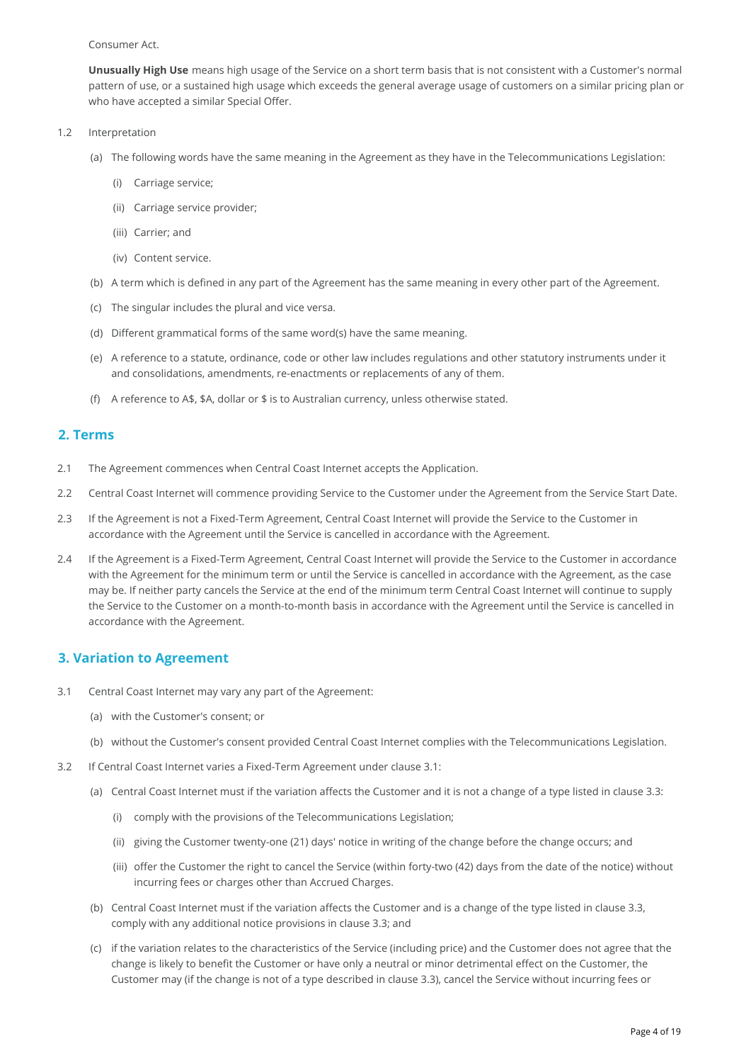Consumer Act.

**Unusually High Use** means high usage of the Service on a short term basis that is not consistent with a Customer's normal pattern of use, or a sustained high usage which exceeds the general average usage of customers on a similar pricing plan or who have accepted a similar Special Offer.

1.2 Interpretation

(a) The following words have the same meaning in the Agreement as they have in the Telecommunications Legislation:

(i) Carriage service;

(ii) Carriage service provider;

(iii) Carrier; and

(iv) Content service.

(b) A term which is defined in any part of the Agreement has the same meaning in every other part of the Agreement.

(c) The singular includes the plural and vice versa.

(d) Different grammatical forms of the same word(s) have the same meaning.

(e) A reference to a statute, ordinance, code or other law includes regulations and other statutory instruments under it and consolidations, amendments, re-enactments or replacements of any of them.

(f) A reference to A$, $A, dollar or $ is to Australian currency, unless otherwise stated.

## 2. Terms

2.1 The Agreement commences when Central Coast Internet accepts the Application.

2.2 Central Coast Internet will commence providing Service to the Customer under the Agreement from the Service Start Date.

2.3 If the Agreement is not a Fixed-Term Agreement, Central Coast Internet will provide the Service to the Customer in accordance with the Agreement until the Service is cancelled in accordance with the Agreement.

2.4 If the Agreement is a Fixed-Term Agreement, Central Coast Internet will provide the Service to the Customer in accordance with the Agreement for the minimum term or until the Service is cancelled in accordance with the Agreement, as the case may be. If neither party cancels the Service at the end of the minimum term Central Coast Internet will continue to supply the Service to the Customer on a month-to-month basis in accordance with the Agreement until the Service is cancelled in accordance with the Agreement.

## 3. Variation to Agreement

3.1 Central Coast Internet may vary any part of the Agreement:

(a) with the Customer's consent; or

(b) without the Customer's consent provided Central Coast Internet complies with the Telecommunications Legislation.

3.2 If Central Coast Internet varies a Fixed-Term Agreement under clause 3.1:

(a) Central Coast Internet must if the variation affects the Customer and it is not a change of a type listed in clause 3.3:

(i) comply with the provisions of the Telecommunications Legislation;

(ii) giving the Customer twenty-one (21) days' notice in writing of the change before the change occurs; and

(iii) offer the Customer the right to cancel the Service (within forty-two (42) days from the date of the notice) without incurring fees or charges other than Accrued Charges.

(b) Central Coast Internet must if the variation affects the Customer and is a change of the type listed in clause 3.3, comply with any additional notice provisions in clause 3.3; and

(c) if the variation relates to the characteristics of the Service (including price) and the Customer does not agree that the change is likely to benefit the Customer or have only a neutral or minor detrimental effect on the Customer, the Customer may (if the change is not of a type described in clause 3.3), cancel the Service without incurring fees or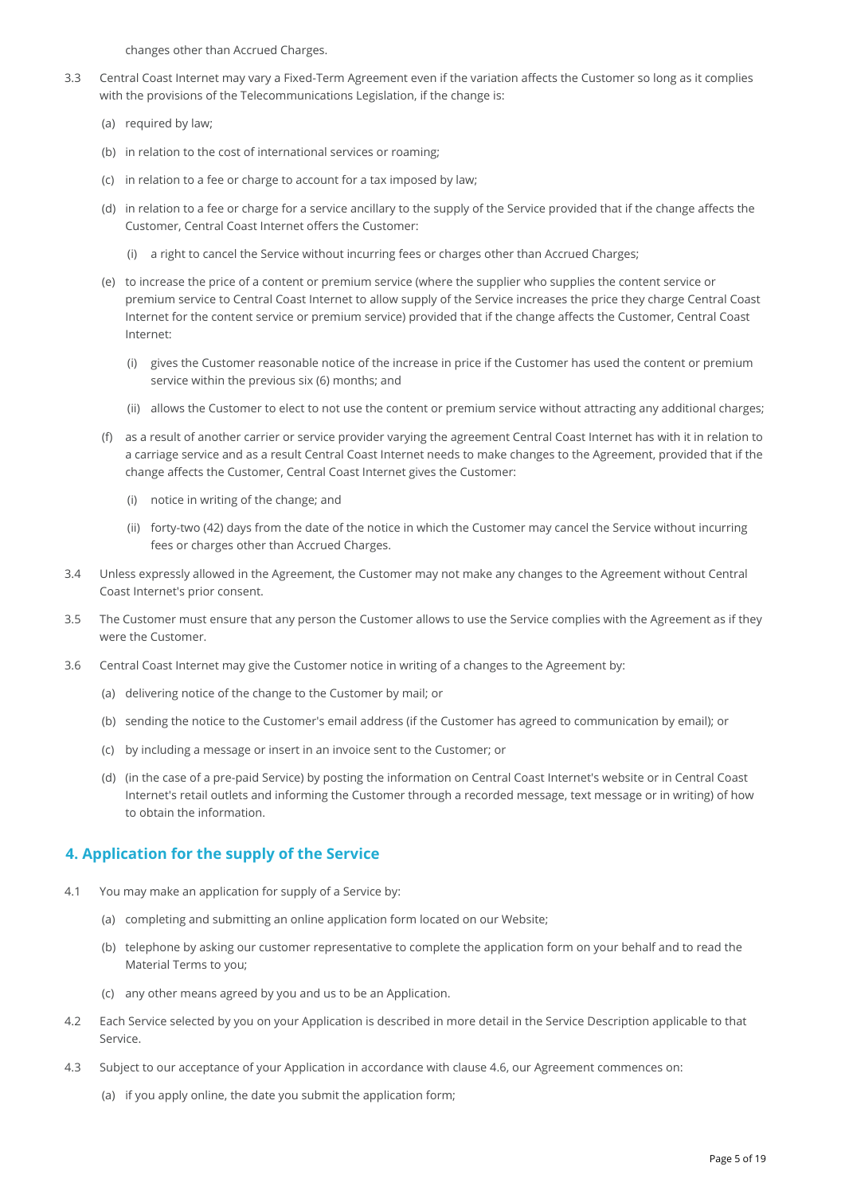changes other than Accrued Charges.

3.3 Central Coast Internet may vary a Fixed-Term Agreement even if the variation affects the Customer so long as it complies with the provisions of the Telecommunications Legislation, if the change is:

(a) required by law;

(b) in relation to the cost of international services or roaming;

(c) in relation to a fee or charge to account for a tax imposed by law;

(d) in relation to a fee or charge for a service ancillary to the supply of the Service provided that if the change affects the Customer, Central Coast Internet offers the Customer:

(i) a right to cancel the Service without incurring fees or charges other than Accrued Charges;

(e) to increase the price of a content or premium service (where the supplier who supplies the content service or premium service to Central Coast Internet to allow supply of the Service increases the price they charge Central Coast Internet for the content service or premium service) provided that if the change affects the Customer, Central Coast Internet:

(i) gives the Customer reasonable notice of the increase in price if the Customer has used the content or premium service within the previous six (6) months; and

(ii) allows the Customer to elect to not use the content or premium service without attracting any additional charges;

(f) as a result of another carrier or service provider varying the agreement Central Coast Internet has with it in relation to a carriage service and as a result Central Coast Internet needs to make changes to the Agreement, provided that if the change affects the Customer, Central Coast Internet gives the Customer:

(i) notice in writing of the change; and

(ii) forty-two (42) days from the date of the notice in which the Customer may cancel the Service without incurring fees or charges other than Accrued Charges.

3.4 Unless expressly allowed in the Agreement, the Customer may not make any changes to the Agreement without Central Coast Internet's prior consent.

3.5 The Customer must ensure that any person the Customer allows to use the Service complies with the Agreement as if they were the Customer.

3.6 Central Coast Internet may give the Customer notice in writing of a changes to the Agreement by:

(a) delivering notice of the change to the Customer by mail; or

(b) sending the notice to the Customer's email address (if the Customer has agreed to communication by email); or

(c) by including a message or insert in an invoice sent to the Customer; or

(d) (in the case of a pre-paid Service) by posting the information on Central Coast Internet's website or in Central Coast Internet's retail outlets and informing the Customer through a recorded message, text message or in writing) of how to obtain the information.

## 4. Application for the supply of the Service

4.1 You may make an application for supply of a Service by:

(a) completing and submitting an online application form located on our Website;

(b) telephone by asking our customer representative to complete the application form on your behalf and to read the Material Terms to you;

(c) any other means agreed by you and us to be an Application.

4.2 Each Service selected by you on your Application is described in more detail in the Service Description applicable to that Service.

4.3 Subject to our acceptance of your Application in accordance with clause 4.6, our Agreement commences on:

(a) if you apply online, the date you submit the application form;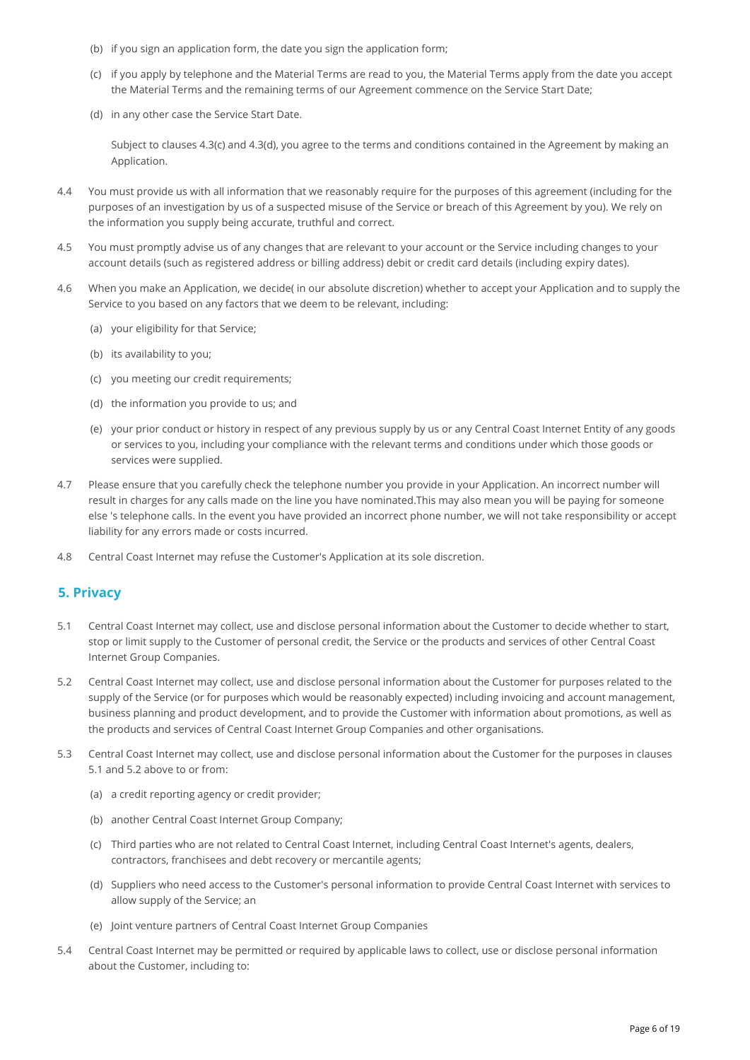(b) if you sign an application form, the date you sign the application form;

(c) if you apply by telephone and the Material Terms are read to you, the Material Terms apply from the date you accept the Material Terms and the remaining terms of our Agreement commence on the Service Start Date;

(d) in any other case the Service Start Date.

Subject to clauses 4.3(c) and 4.3(d), you agree to the terms and conditions contained in the Agreement by making an Application.

4.4 You must provide us with all information that we reasonably require for the purposes of this agreement (including for the purposes of an investigation by us of a suspected misuse of the Service or breach of this Agreement by you). We rely on the information you supply being accurate, truthful and correct.

4.5 You must promptly advise us of any changes that are relevant to your account or the Service including changes to your account details (such as registered address or billing address) debit or credit card details (including expiry dates).

4.6 When you make an Application, we decide( in our absolute discretion) whether to accept your Application and to supply the Service to you based on any factors that we deem to be relevant, including:

(a) your eligibility for that Service;

(b) its availability to you;

(c) you meeting our credit requirements;

(d) the information you provide to us; and

(e) your prior conduct or history in respect of any previous supply by us or any Central Coast Internet Entity of any goods or services to you, including your compliance with the relevant terms and conditions under which those goods or services were supplied.

4.7 Please ensure that you carefully check the telephone number you provide in your Application. An incorrect number will result in charges for any calls made on the line you have nominated.This may also mean you will be paying for someone else 's telephone calls. In the event you have provided an incorrect phone number, we will not take responsibility or accept liability for any errors made or costs incurred.

4.8 Central Coast Internet may refuse the Customer's Application at its sole discretion.

## 5. Privacy

5.1 Central Coast Internet may collect, use and disclose personal information about the Customer to decide whether to start, stop or limit supply to the Customer of personal credit, the Service or the products and services of other Central Coast Internet Group Companies.

5.2 Central Coast Internet may collect, use and disclose personal information about the Customer for purposes related to the supply of the Service (or for purposes which would be reasonably expected) including invoicing and account management, business planning and product development, and to provide the Customer with information about promotions, as well as the products and services of Central Coast Internet Group Companies and other organisations.

5.3 Central Coast Internet may collect, use and disclose personal information about the Customer for the purposes in clauses 5.1 and 5.2 above to or from:

(a) a credit reporting agency or credit provider;

(b) another Central Coast Internet Group Company;

(c) Third parties who are not related to Central Coast Internet, including Central Coast Internet's agents, dealers, contractors, franchisees and debt recovery or mercantile agents;

(d) Suppliers who need access to the Customer's personal information to provide Central Coast Internet with services to allow supply of the Service; an

(e) Joint venture partners of Central Coast Internet Group Companies

5.4 Central Coast Internet may be permitted or required by applicable laws to collect, use or disclose personal information about the Customer, including to: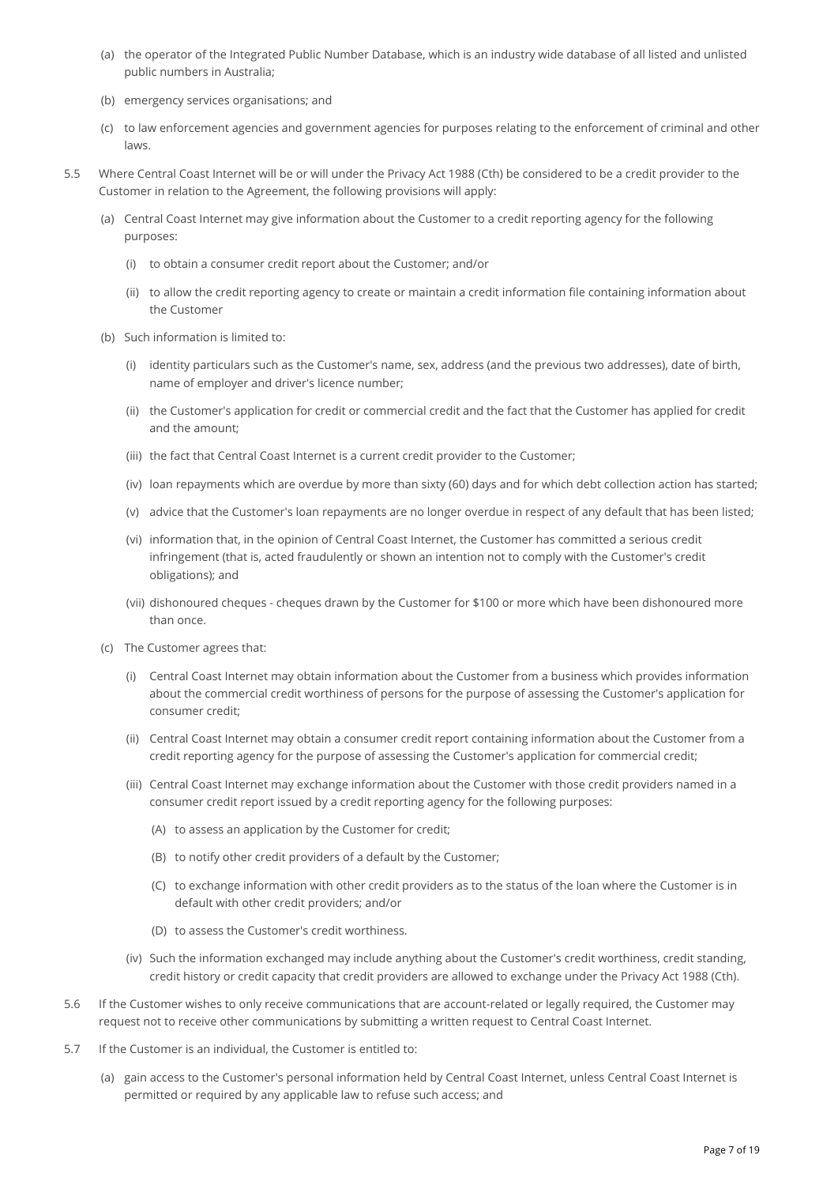(a) the operator of the Integrated Public Number Database, which is an industry wide database of all listed and unlisted public numbers in Australia;

(b) emergency services organisations; and

(c) to law enforcement agencies and government agencies for purposes relating to the enforcement of criminal and other laws.

5.5 Where Central Coast Internet will be or will under the Privacy Act 1988 (Cth) be considered to be a credit provider to the Customer in relation to the Agreement, the following provisions will apply:

(a) Central Coast Internet may give information about the Customer to a credit reporting agency for the following purposes:

(i) to obtain a consumer credit report about the Customer; and/or

(ii) to allow the credit reporting agency to create or maintain a credit information file containing information about the Customer

(b) Such information is limited to:

(i) identity particulars such as the Customer's name, sex, address (and the previous two addresses), date of birth, name of employer and driver's licence number;

(ii) the Customer's application for credit or commercial credit and the fact that the Customer has applied for credit and the amount;

(iii) the fact that Central Coast Internet is a current credit provider to the Customer;

(iv) loan repayments which are overdue by more than sixty (60) days and for which debt collection action has started;

(v) advice that the Customer's loan repayments are no longer overdue in respect of any default that has been listed;

(vi) information that, in the opinion of Central Coast Internet, the Customer has committed a serious credit infringement (that is, acted fraudulently or shown an intention not to comply with the Customer's credit obligations); and

(vii) dishonoured cheques - cheques drawn by the Customer for $100 or more which have been dishonoured more than once.

(c) The Customer agrees that:

(i) Central Coast Internet may obtain information about the Customer from a business which provides information about the commercial credit worthiness of persons for the purpose of assessing the Customer's application for consumer credit;

(ii) Central Coast Internet may obtain a consumer credit report containing information about the Customer from a credit reporting agency for the purpose of assessing the Customer's application for commercial credit;

(iii) Central Coast Internet may exchange information about the Customer with those credit providers named in a consumer credit report issued by a credit reporting agency for the following purposes:

(A) to assess an application by the Customer for credit;

(B) to notify other credit providers of a default by the Customer;

(C) to exchange information with other credit providers as to the status of the loan where the Customer is in default with other credit providers; and/or

(D) to assess the Customer's credit worthiness.

(iv) Such the information exchanged may include anything about the Customer's credit worthiness, credit standing, credit history or credit capacity that credit providers are allowed to exchange under the Privacy Act 1988 (Cth).

5.6 If the Customer wishes to only receive communications that are account-related or legally required, the Customer may request not to receive other communications by submitting a written request to Central Coast Internet.

5.7 If the Customer is an individual, the Customer is entitled to:

(a) gain access to the Customer's personal information held by Central Coast Internet, unless Central Coast Internet is permitted or required by any applicable law to refuse such access; and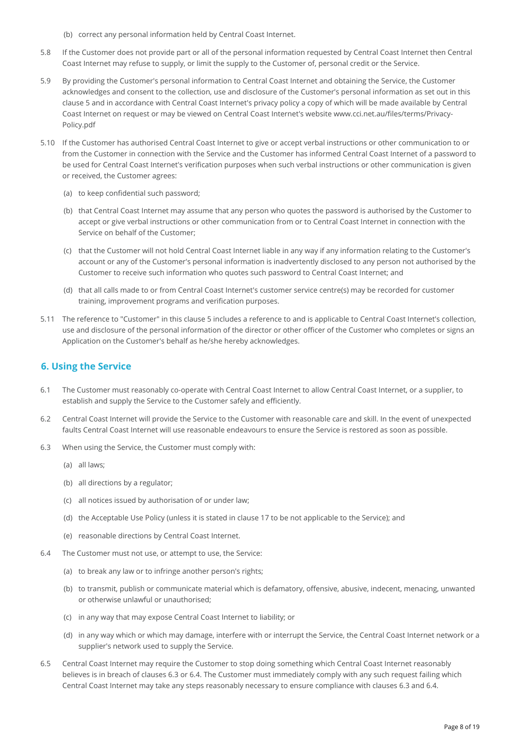(b) correct any personal information held by Central Coast Internet.

5.8 If the Customer does not provide part or all of the personal information requested by Central Coast Internet then Central Coast Internet may refuse to supply, or limit the supply to the Customer of, personal credit or the Service.

5.9 By providing the Customer's personal information to Central Coast Internet and obtaining the Service, the Customer acknowledges and consent to the collection, use and disclosure of the Customer's personal information as set out in this clause 5 and in accordance with Central Coast Internet's privacy policy a copy of which will be made available by Central Coast Internet on request or may be viewed on Central Coast Internet's website www.cci.net.au/files/terms/Privacy-Policy.pdf

5.10 If the Customer has authorised Central Coast Internet to give or accept verbal instructions or other communication to or from the Customer in connection with the Service and the Customer has informed Central Coast Internet of a password to be used for Central Coast Internet's verification purposes when such verbal instructions or other communication is given or received, the Customer agrees:

(a) to keep confidential such password;

(b) that Central Coast Internet may assume that any person who quotes the password is authorised by the Customer to accept or give verbal instructions or other communication from or to Central Coast Internet in connection with the Service on behalf of the Customer;

(c) that the Customer will not hold Central Coast Internet liable in any way if any information relating to the Customer's account or any of the Customer's personal information is inadvertently disclosed to any person not authorised by the Customer to receive such information who quotes such password to Central Coast Internet; and

(d) that all calls made to or from Central Coast Internet's customer service centre(s) may be recorded for customer training, improvement programs and verification purposes.

5.11 The reference to "Customer" in this clause 5 includes a reference to and is applicable to Central Coast Internet's collection, use and disclosure of the personal information of the director or other officer of the Customer who completes or signs an Application on the Customer's behalf as he/she hereby acknowledges.

## 6. Using the Service

6.1 The Customer must reasonably co-operate with Central Coast Internet to allow Central Coast Internet, or a supplier, to establish and supply the Service to the Customer safely and efficiently.

6.2 Central Coast Internet will provide the Service to the Customer with reasonable care and skill. In the event of unexpected faults Central Coast Internet will use reasonable endeavours to ensure the Service is restored as soon as possible.

6.3 When using the Service, the Customer must comply with:

(a) all laws;

(b) all directions by a regulator;

(c) all notices issued by authorisation of or under law;

(d) the Acceptable Use Policy (unless it is stated in clause 17 to be not applicable to the Service); and

(e) reasonable directions by Central Coast Internet.

6.4 The Customer must not use, or attempt to use, the Service:

(a) to break any law or to infringe another person's rights;

(b) to transmit, publish or communicate material which is defamatory, offensive, abusive, indecent, menacing, unwanted or otherwise unlawful or unauthorised;

(c) in any way that may expose Central Coast Internet to liability; or

(d) in any way which or which may damage, interfere with or interrupt the Service, the Central Coast Internet network or a supplier's network used to supply the Service.

6.5 Central Coast Internet may require the Customer to stop doing something which Central Coast Internet reasonably believes is in breach of clauses 6.3 or 6.4. The Customer must immediately comply with any such request failing which Central Coast Internet may take any steps reasonably necessary to ensure compliance with clauses 6.3 and 6.4.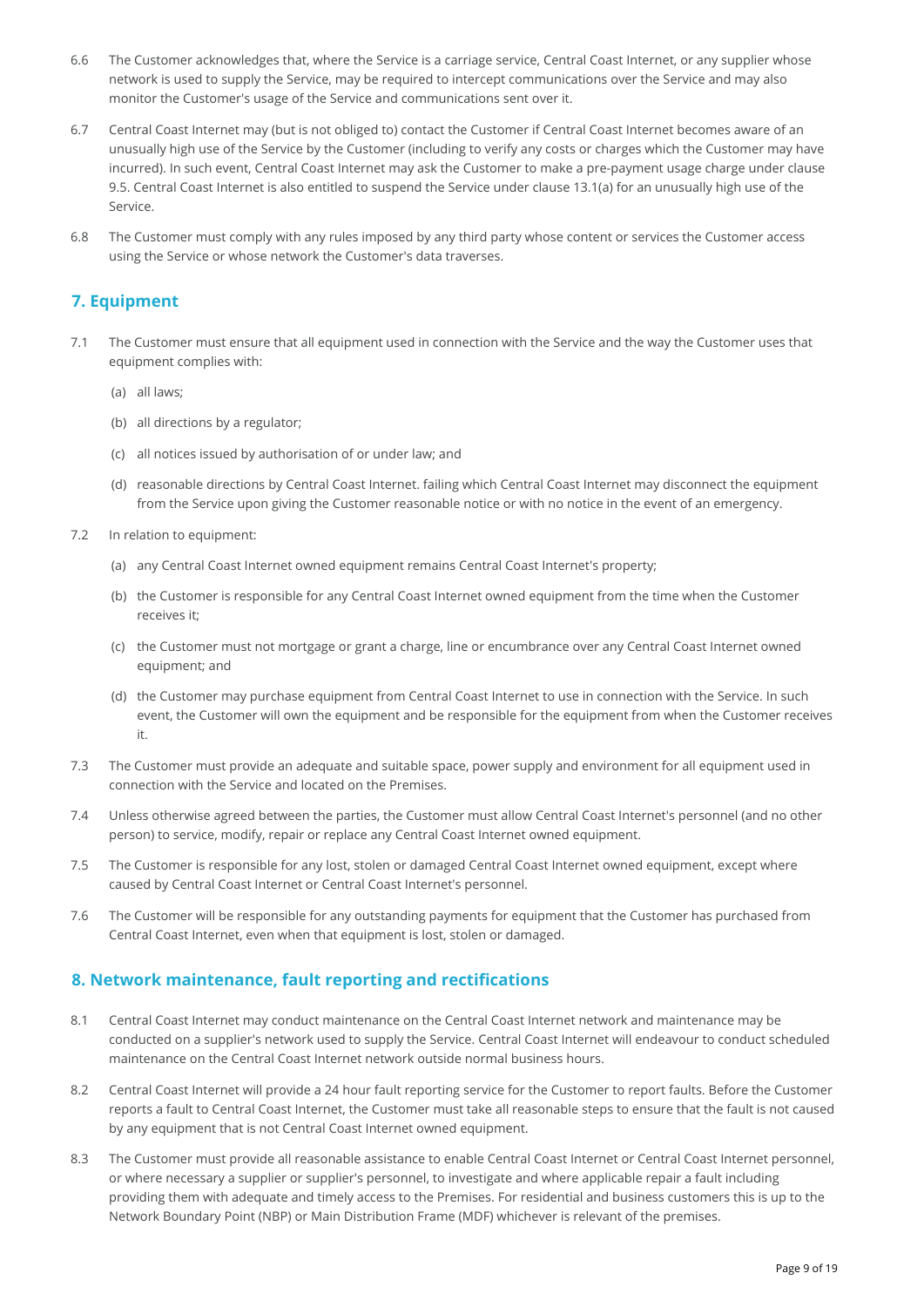6.6 The Customer acknowledges that, where the Service is a carriage service, Central Coast Internet, or any supplier whose network is used to supply the Service, may be required to intercept communications over the Service and may also monitor the Customer's usage of the Service and communications sent over it.

6.7 Central Coast Internet may (but is not obliged to) contact the Customer if Central Coast Internet becomes aware of an unusually high use of the Service by the Customer (including to verify any costs or charges which the Customer may have incurred). In such event, Central Coast Internet may ask the Customer to make a pre-payment usage charge under clause 9.5. Central Coast Internet is also entitled to suspend the Service under clause 13.1(a) for an unusually high use of the Service.

6.8 The Customer must comply with any rules imposed by any third party whose content or services the Customer access using the Service or whose network the Customer's data traverses.

## 7. Equipment

7.1 The Customer must ensure that all equipment used in connection with the Service and the way the Customer uses that equipment complies with:

(a) all laws;

(b) all directions by a regulator;

(c) all notices issued by authorisation of or under law; and

(d) reasonable directions by Central Coast Internet. failing which Central Coast Internet may disconnect the equipment from the Service upon giving the Customer reasonable notice or with no notice in the event of an emergency.

7.2 In relation to equipment:

(a) any Central Coast Internet owned equipment remains Central Coast Internet's property;

(b) the Customer is responsible for any Central Coast Internet owned equipment from the time when the Customer receives it;

(c) the Customer must not mortgage or grant a charge, line or encumbrance over any Central Coast Internet owned equipment; and

(d) the Customer may purchase equipment from Central Coast Internet to use in connection with the Service. In such event, the Customer will own the equipment and be responsible for the equipment from when the Customer receives it.

7.3 The Customer must provide an adequate and suitable space, power supply and environment for all equipment used in connection with the Service and located on the Premises.

7.4 Unless otherwise agreed between the parties, the Customer must allow Central Coast Internet's personnel (and no other person) to service, modify, repair or replace any Central Coast Internet owned equipment.

7.5 The Customer is responsible for any lost, stolen or damaged Central Coast Internet owned equipment, except where caused by Central Coast Internet or Central Coast Internet's personnel.

7.6 The Customer will be responsible for any outstanding payments for equipment that the Customer has purchased from Central Coast Internet, even when that equipment is lost, stolen or damaged.

## 8. Network maintenance, fault reporting and rectifications

8.1 Central Coast Internet may conduct maintenance on the Central Coast Internet network and maintenance may be conducted on a supplier's network used to supply the Service. Central Coast Internet will endeavour to conduct scheduled maintenance on the Central Coast Internet network outside normal business hours.

8.2 Central Coast Internet will provide a 24 hour fault reporting service for the Customer to report faults. Before the Customer reports a fault to Central Coast Internet, the Customer must take all reasonable steps to ensure that the fault is not caused by any equipment that is not Central Coast Internet owned equipment.

8.3 The Customer must provide all reasonable assistance to enable Central Coast Internet or Central Coast Internet personnel, or where necessary a supplier or supplier's personnel, to investigate and where applicable repair a fault including providing them with adequate and timely access to the Premises. For residential and business customers this is up to the Network Boundary Point (NBP) or Main Distribution Frame (MDF) whichever is relevant of the premises.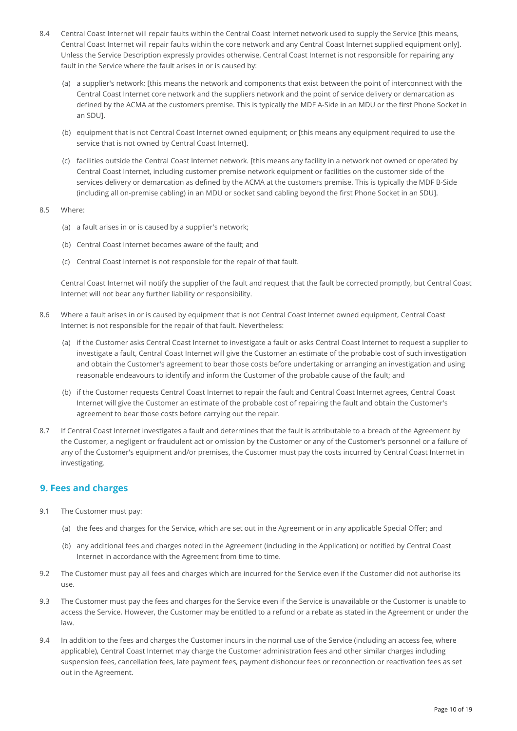8.4 Central Coast Internet will repair faults within the Central Coast Internet network used to supply the Service [this means, Central Coast Internet will repair faults within the core network and any Central Coast Internet supplied equipment only]. Unless the Service Description expressly provides otherwise, Central Coast Internet is not responsible for repairing any fault in the Service where the fault arises in or is caused by:

(a) a supplier's network; [this means the network and components that exist between the point of interconnect with the Central Coast Internet core network and the suppliers network and the point of service delivery or demarcation as defined by the ACMA at the customers premise. This is typically the MDF A-Side in an MDU or the first Phone Socket in an SDU].

(b) equipment that is not Central Coast Internet owned equipment; or [this means any equipment required to use the service that is not owned by Central Coast Internet].

(c) facilities outside the Central Coast Internet network. [this means any facility in a network not owned or operated by Central Coast Internet, including customer premise network equipment or facilities on the customer side of the services delivery or demarcation as defined by the ACMA at the customers premise. This is typically the MDF B-Side (including all on-premise cabling) in an MDU or socket sand cabling beyond the first Phone Socket in an SDU].

8.5 Where:

(a) a fault arises in or is caused by a supplier's network;

(b) Central Coast Internet becomes aware of the fault; and

(c) Central Coast Internet is not responsible for the repair of that fault.

Central Coast Internet will notify the supplier of the fault and request that the fault be corrected promptly, but Central Coast Internet will not bear any further liability or responsibility.

8.6 Where a fault arises in or is caused by equipment that is not Central Coast Internet owned equipment, Central Coast Internet is not responsible for the repair of that fault. Nevertheless:

(a) if the Customer asks Central Coast Internet to investigate a fault or asks Central Coast Internet to request a supplier to investigate a fault, Central Coast Internet will give the Customer an estimate of the probable cost of such investigation and obtain the Customer's agreement to bear those costs before undertaking or arranging an investigation and using reasonable endeavours to identify and inform the Customer of the probable cause of the fault; and

(b) if the Customer requests Central Coast Internet to repair the fault and Central Coast Internet agrees, Central Coast Internet will give the Customer an estimate of the probable cost of repairing the fault and obtain the Customer's agreement to bear those costs before carrying out the repair.

8.7 If Central Coast Internet investigates a fault and determines that the fault is attributable to a breach of the Agreement by the Customer, a negligent or fraudulent act or omission by the Customer or any of the Customer's personnel or a failure of any of the Customer's equipment and/or premises, the Customer must pay the costs incurred by Central Coast Internet in investigating.

## 9. Fees and charges

9.1 The Customer must pay:

(a) the fees and charges for the Service, which are set out in the Agreement or in any applicable Special Offer; and

(b) any additional fees and charges noted in the Agreement (including in the Application) or notified by Central Coast Internet in accordance with the Agreement from time to time.

9.2 The Customer must pay all fees and charges which are incurred for the Service even if the Customer did not authorise its use.

9.3 The Customer must pay the fees and charges for the Service even if the Service is unavailable or the Customer is unable to access the Service. However, the Customer may be entitled to a refund or a rebate as stated in the Agreement or under the law.

9.4 In addition to the fees and charges the Customer incurs in the normal use of the Service (including an access fee, where applicable), Central Coast Internet may charge the Customer administration fees and other similar charges including suspension fees, cancellation fees, late payment fees, payment dishonour fees or reconnection or reactivation fees as set out in the Agreement.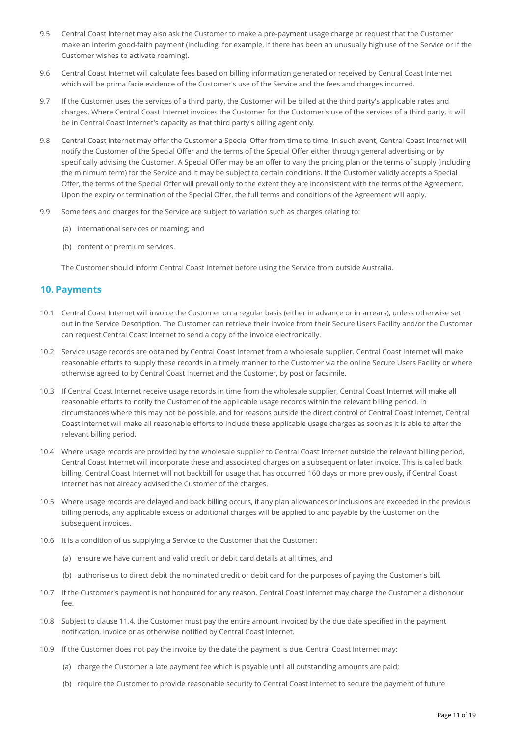9.5 Central Coast Internet may also ask the Customer to make a pre-payment usage charge or request that the Customer make an interim good-faith payment (including, for example, if there has been an unusually high use of the Service or if the Customer wishes to activate roaming).

9.6 Central Coast Internet will calculate fees based on billing information generated or received by Central Coast Internet which will be prima facie evidence of the Customer's use of the Service and the fees and charges incurred.

9.7 If the Customer uses the services of a third party, the Customer will be billed at the third party's applicable rates and charges. Where Central Coast Internet invoices the Customer for the Customer's use of the services of a third party, it will be in Central Coast Internet's capacity as that third party's billing agent only.

9.8 Central Coast Internet may offer the Customer a Special Offer from time to time. In such event, Central Coast Internet will notify the Customer of the Special Offer and the terms of the Special Offer either through general advertising or by specifically advising the Customer. A Special Offer may be an offer to vary the pricing plan or the terms of supply (including the minimum term) for the Service and it may be subject to certain conditions. If the Customer validly accepts a Special Offer, the terms of the Special Offer will prevail only to the extent they are inconsistent with the terms of the Agreement. Upon the expiry or termination of the Special Offer, the full terms and conditions of the Agreement will apply.

9.9 Some fees and charges for the Service are subject to variation such as charges relating to:

(a) international services or roaming; and

(b) content or premium services.

The Customer should inform Central Coast Internet before using the Service from outside Australia.

## 10. Payments

10.1 Central Coast Internet will invoice the Customer on a regular basis (either in advance or in arrears), unless otherwise set out in the Service Description. The Customer can retrieve their invoice from their Secure Users Facility and/or the Customer can request Central Coast Internet to send a copy of the invoice electronically.

10.2 Service usage records are obtained by Central Coast Internet from a wholesale supplier. Central Coast Internet will make reasonable efforts to supply these records in a timely manner to the Customer via the online Secure Users Facility or where otherwise agreed to by Central Coast Internet and the Customer, by post or facsimile.

10.3 If Central Coast Internet receive usage records in time from the wholesale supplier, Central Coast Internet will make all reasonable efforts to notify the Customer of the applicable usage records within the relevant billing period. In circumstances where this may not be possible, and for reasons outside the direct control of Central Coast Internet, Central Coast Internet will make all reasonable efforts to include these applicable usage charges as soon as it is able to after the relevant billing period.

10.4 Where usage records are provided by the wholesale supplier to Central Coast Internet outside the relevant billing period, Central Coast Internet will incorporate these and associated charges on a subsequent or later invoice. This is called back billing. Central Coast Internet will not backbill for usage that has occurred 160 days or more previously, if Central Coast Internet has not already advised the Customer of the charges.

10.5 Where usage records are delayed and back billing occurs, if any plan allowances or inclusions are exceeded in the previous billing periods, any applicable excess or additional charges will be applied to and payable by the Customer on the subsequent invoices.

10.6 It is a condition of us supplying a Service to the Customer that the Customer:

(a) ensure we have current and valid credit or debit card details at all times, and

(b) authorise us to direct debit the nominated credit or debit card for the purposes of paying the Customer's bill.

10.7 If the Customer's payment is not honoured for any reason, Central Coast Internet may charge the Customer a dishonour fee.

10.8 Subject to clause 11.4, the Customer must pay the entire amount invoiced by the due date specified in the payment notification, invoice or as otherwise notified by Central Coast Internet.

10.9 If the Customer does not pay the invoice by the date the payment is due, Central Coast Internet may:

(a) charge the Customer a late payment fee which is payable until all outstanding amounts are paid;

(b) require the Customer to provide reasonable security to Central Coast Internet to secure the payment of future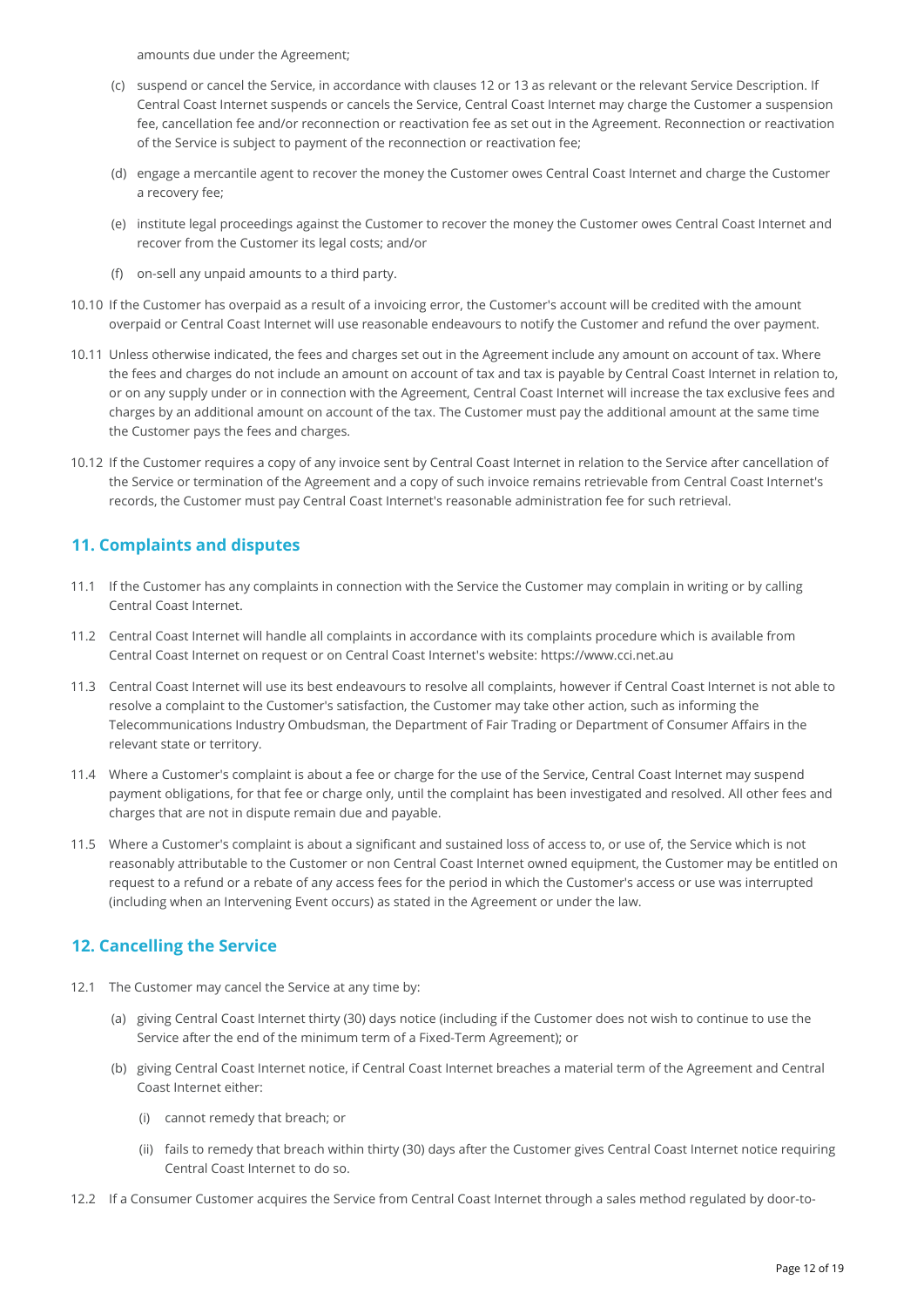amounts due under the Agreement;

(c) suspend or cancel the Service, in accordance with clauses 12 or 13 as relevant or the relevant Service Description. If Central Coast Internet suspends or cancels the Service, Central Coast Internet may charge the Customer a suspension fee, cancellation fee and/or reconnection or reactivation fee as set out in the Agreement. Reconnection or reactivation of the Service is subject to payment of the reconnection or reactivation fee;

(d) engage a mercantile agent to recover the money the Customer owes Central Coast Internet and charge the Customer a recovery fee;

(e) institute legal proceedings against the Customer to recover the money the Customer owes Central Coast Internet and recover from the Customer its legal costs; and/or

(f) on-sell any unpaid amounts to a third party.

10.10 If the Customer has overpaid as a result of a invoicing error, the Customer's account will be credited with the amount overpaid or Central Coast Internet will use reasonable endeavours to notify the Customer and refund the over payment.

10.11 Unless otherwise indicated, the fees and charges set out in the Agreement include any amount on account of tax. Where the fees and charges do not include an amount on account of tax and tax is payable by Central Coast Internet in relation to, or on any supply under or in connection with the Agreement, Central Coast Internet will increase the tax exclusive fees and charges by an additional amount on account of the tax. The Customer must pay the additional amount at the same time the Customer pays the fees and charges.

10.12 If the Customer requires a copy of any invoice sent by Central Coast Internet in relation to the Service after cancellation of the Service or termination of the Agreement and a copy of such invoice remains retrievable from Central Coast Internet's records, the Customer must pay Central Coast Internet's reasonable administration fee for such retrieval.

## 11. Complaints and disputes

11.1 If the Customer has any complaints in connection with the Service the Customer may complain in writing or by calling Central Coast Internet.

11.2 Central Coast Internet will handle all complaints in accordance with its complaints procedure which is available from Central Coast Internet on request or on Central Coast Internet's website: https://www.cci.net.au

11.3 Central Coast Internet will use its best endeavours to resolve all complaints, however if Central Coast Internet is not able to resolve a complaint to the Customer's satisfaction, the Customer may take other action, such as informing the Telecommunications Industry Ombudsman, the Department of Fair Trading or Department of Consumer Affairs in the relevant state or territory.

11.4 Where a Customer's complaint is about a fee or charge for the use of the Service, Central Coast Internet may suspend payment obligations, for that fee or charge only, until the complaint has been investigated and resolved. All other fees and charges that are not in dispute remain due and payable.

11.5 Where a Customer's complaint is about a significant and sustained loss of access to, or use of, the Service which is not reasonably attributable to the Customer or non Central Coast Internet owned equipment, the Customer may be entitled on request to a refund or a rebate of any access fees for the period in which the Customer's access or use was interrupted (including when an Intervening Event occurs) as stated in the Agreement or under the law.

## 12. Cancelling the Service

12.1 The Customer may cancel the Service at any time by:

(a) giving Central Coast Internet thirty (30) days notice (including if the Customer does not wish to continue to use the Service after the end of the minimum term of a Fixed-Term Agreement); or

(b) giving Central Coast Internet notice, if Central Coast Internet breaches a material term of the Agreement and Central Coast Internet either:

(i) cannot remedy that breach; or

(ii) fails to remedy that breach within thirty (30) days after the Customer gives Central Coast Internet notice requiring Central Coast Internet to do so.

12.2 If a Consumer Customer acquires the Service from Central Coast Internet through a sales method regulated by door-to-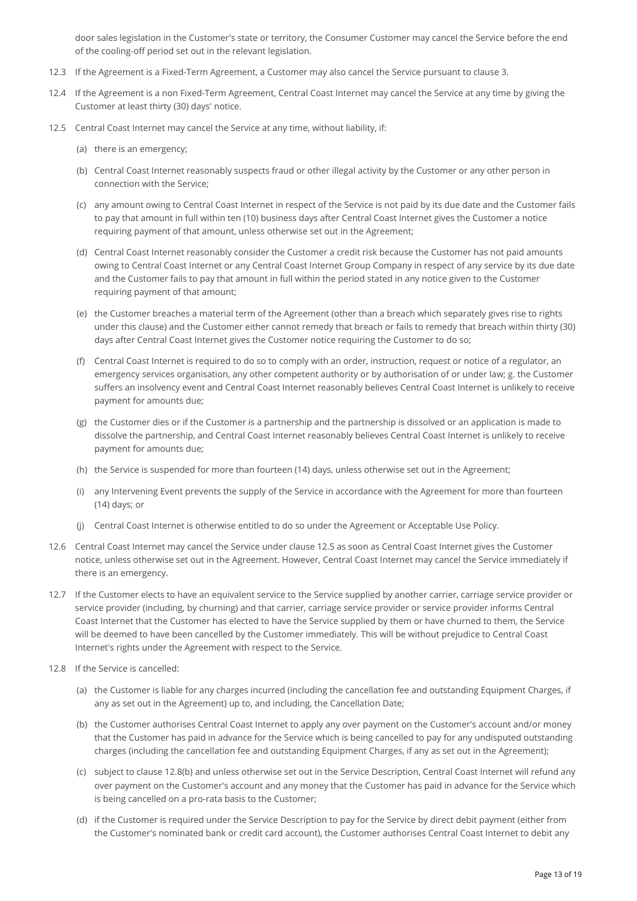door sales legislation in the Customer's state or territory, the Consumer Customer may cancel the Service before the end of the cooling-off period set out in the relevant legislation.

12.3 If the Agreement is a Fixed-Term Agreement, a Customer may also cancel the Service pursuant to clause 3.

12.4 If the Agreement is a non Fixed-Term Agreement, Central Coast Internet may cancel the Service at any time by giving the Customer at least thirty (30) days' notice.

12.5 Central Coast Internet may cancel the Service at any time, without liability, if:

(a) there is an emergency;

(b) Central Coast Internet reasonably suspects fraud or other illegal activity by the Customer or any other person in connection with the Service;

(c) any amount owing to Central Coast Internet in respect of the Service is not paid by its due date and the Customer fails to pay that amount in full within ten (10) business days after Central Coast Internet gives the Customer a notice requiring payment of that amount, unless otherwise set out in the Agreement;

(d) Central Coast Internet reasonably consider the Customer a credit risk because the Customer has not paid amounts owing to Central Coast Internet or any Central Coast Internet Group Company in respect of any service by its due date and the Customer fails to pay that amount in full within the period stated in any notice given to the Customer requiring payment of that amount;

(e) the Customer breaches a material term of the Agreement (other than a breach which separately gives rise to rights under this clause) and the Customer either cannot remedy that breach or fails to remedy that breach within thirty (30) days after Central Coast Internet gives the Customer notice requiring the Customer to do so;

(f) Central Coast Internet is required to do so to comply with an order, instruction, request or notice of a regulator, an emergency services organisation, any other competent authority or by authorisation of or under law; g. the Customer suffers an insolvency event and Central Coast Internet reasonably believes Central Coast Internet is unlikely to receive payment for amounts due;

(g) the Customer dies or if the Customer is a partnership and the partnership is dissolved or an application is made to dissolve the partnership, and Central Coast Internet reasonably believes Central Coast Internet is unlikely to receive payment for amounts due;

(h) the Service is suspended for more than fourteen (14) days, unless otherwise set out in the Agreement;

(i) any Intervening Event prevents the supply of the Service in accordance with the Agreement for more than fourteen (14) days; or

(j) Central Coast Internet is otherwise entitled to do so under the Agreement or Acceptable Use Policy.

12.6 Central Coast Internet may cancel the Service under clause 12.5 as soon as Central Coast Internet gives the Customer notice, unless otherwise set out in the Agreement. However, Central Coast Internet may cancel the Service immediately if there is an emergency.

12.7 If the Customer elects to have an equivalent service to the Service supplied by another carrier, carriage service provider or service provider (including, by churning) and that carrier, carriage service provider or service provider informs Central Coast Internet that the Customer has elected to have the Service supplied by them or have churned to them, the Service will be deemed to have been cancelled by the Customer immediately. This will be without prejudice to Central Coast Internet's rights under the Agreement with respect to the Service.

12.8 If the Service is cancelled:

(a) the Customer is liable for any charges incurred (including the cancellation fee and outstanding Equipment Charges, if any as set out in the Agreement) up to, and including, the Cancellation Date;

(b) the Customer authorises Central Coast Internet to apply any over payment on the Customer's account and/or money that the Customer has paid in advance for the Service which is being cancelled to pay for any undisputed outstanding charges (including the cancellation fee and outstanding Equipment Charges, if any as set out in the Agreement);

(c) subject to clause 12.8(b) and unless otherwise set out in the Service Description, Central Coast Internet will refund any over payment on the Customer's account and any money that the Customer has paid in advance for the Service which is being cancelled on a pro-rata basis to the Customer;

(d) if the Customer is required under the Service Description to pay for the Service by direct debit payment (either from the Customer's nominated bank or credit card account), the Customer authorises Central Coast Internet to debit any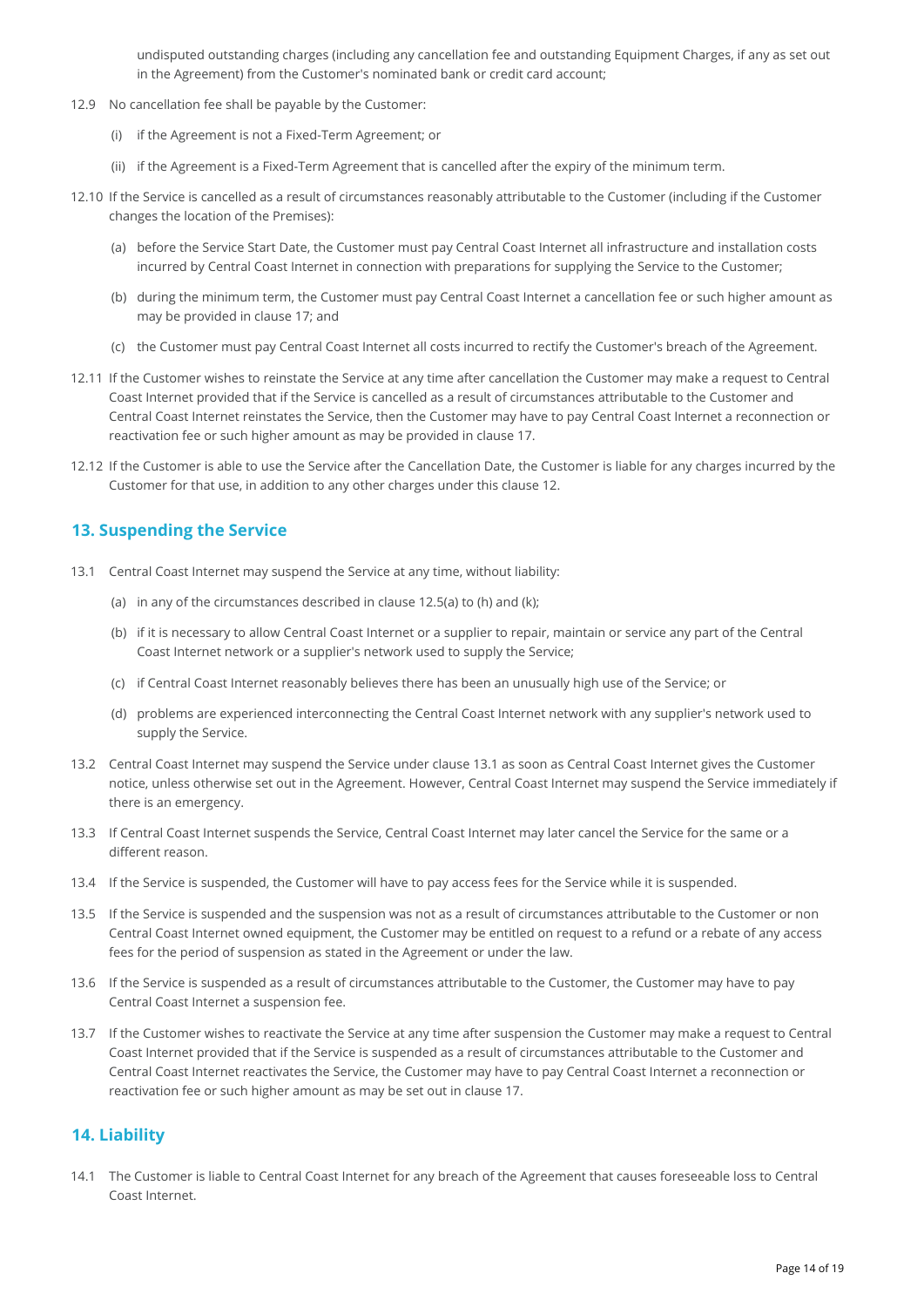undisputed outstanding charges (including any cancellation fee and outstanding Equipment Charges, if any as set out in the Agreement) from the Customer's nominated bank or credit card account;

12.9 No cancellation fee shall be payable by the Customer:

(i) if the Agreement is not a Fixed-Term Agreement; or

(ii) if the Agreement is a Fixed-Term Agreement that is cancelled after the expiry of the minimum term.

12.10 If the Service is cancelled as a result of circumstances reasonably attributable to the Customer (including if the Customer changes the location of the Premises):

(a) before the Service Start Date, the Customer must pay Central Coast Internet all infrastructure and installation costs incurred by Central Coast Internet in connection with preparations for supplying the Service to the Customer;

(b) during the minimum term, the Customer must pay Central Coast Internet a cancellation fee or such higher amount as may be provided in clause 17; and

(c) the Customer must pay Central Coast Internet all costs incurred to rectify the Customer's breach of the Agreement.

12.11 If the Customer wishes to reinstate the Service at any time after cancellation the Customer may make a request to Central Coast Internet provided that if the Service is cancelled as a result of circumstances attributable to the Customer and Central Coast Internet reinstates the Service, then the Customer may have to pay Central Coast Internet a reconnection or reactivation fee or such higher amount as may be provided in clause 17.

12.12 If the Customer is able to use the Service after the Cancellation Date, the Customer is liable for any charges incurred by the Customer for that use, in addition to any other charges under this clause 12.

## 13. Suspending the Service

13.1 Central Coast Internet may suspend the Service at any time, without liability:

(a) in any of the circumstances described in clause 12.5(a) to (h) and (k);

(b) if it is necessary to allow Central Coast Internet or a supplier to repair, maintain or service any part of the Central Coast Internet network or a supplier's network used to supply the Service;

(c) if Central Coast Internet reasonably believes there has been an unusually high use of the Service; or

(d) problems are experienced interconnecting the Central Coast Internet network with any supplier's network used to supply the Service.

13.2 Central Coast Internet may suspend the Service under clause 13.1 as soon as Central Coast Internet gives the Customer notice, unless otherwise set out in the Agreement. However, Central Coast Internet may suspend the Service immediately if there is an emergency.

13.3 If Central Coast Internet suspends the Service, Central Coast Internet may later cancel the Service for the same or a different reason.

13.4 If the Service is suspended, the Customer will have to pay access fees for the Service while it is suspended.

13.5 If the Service is suspended and the suspension was not as a result of circumstances attributable to the Customer or non Central Coast Internet owned equipment, the Customer may be entitled on request to a refund or a rebate of any access fees for the period of suspension as stated in the Agreement or under the law.

13.6 If the Service is suspended as a result of circumstances attributable to the Customer, the Customer may have to pay Central Coast Internet a suspension fee.

13.7 If the Customer wishes to reactivate the Service at any time after suspension the Customer may make a request to Central Coast Internet provided that if the Service is suspended as a result of circumstances attributable to the Customer and Central Coast Internet reactivates the Service, the Customer may have to pay Central Coast Internet a reconnection or reactivation fee or such higher amount as may be set out in clause 17.

## 14. Liability

14.1 The Customer is liable to Central Coast Internet for any breach of the Agreement that causes foreseeable loss to Central Coast Internet.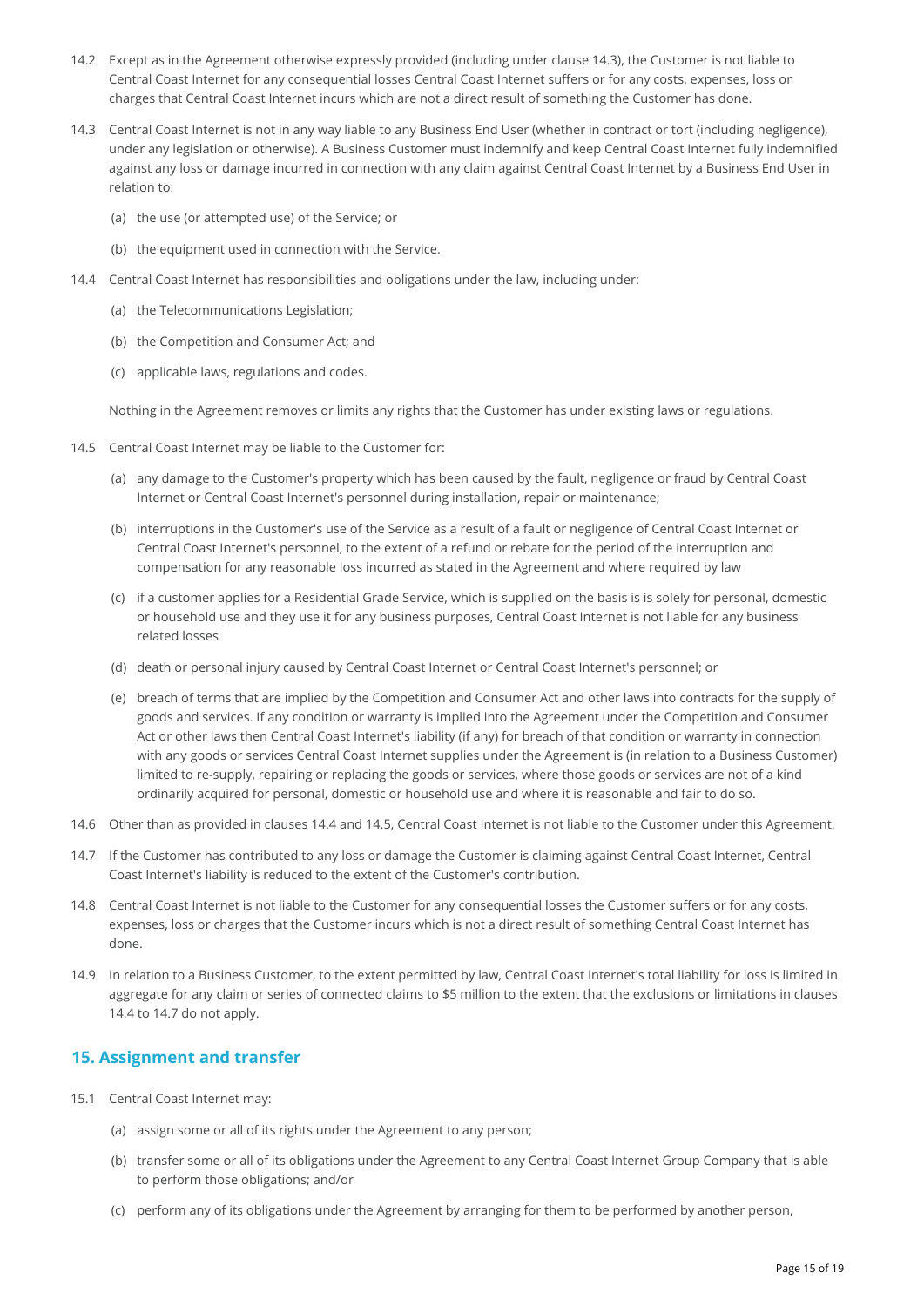14.2 Except as in the Agreement otherwise expressly provided (including under clause 14.3), the Customer is not liable to Central Coast Internet for any consequential losses Central Coast Internet suffers or for any costs, expenses, loss or charges that Central Coast Internet incurs which are not a direct result of something the Customer has done.

14.3 Central Coast Internet is not in any way liable to any Business End User (whether in contract or tort (including negligence), under any legislation or otherwise). A Business Customer must indemnify and keep Central Coast Internet fully indemnified against any loss or damage incurred in connection with any claim against Central Coast Internet by a Business End User in relation to:

(a) the use (or attempted use) of the Service; or

(b) the equipment used in connection with the Service.

14.4 Central Coast Internet has responsibilities and obligations under the law, including under:

(a) the Telecommunications Legislation;

(b) the Competition and Consumer Act; and

(c) applicable laws, regulations and codes.

Nothing in the Agreement removes or limits any rights that the Customer has under existing laws or regulations.

14.5 Central Coast Internet may be liable to the Customer for:

(a) any damage to the Customer's property which has been caused by the fault, negligence or fraud by Central Coast Internet or Central Coast Internet's personnel during installation, repair or maintenance;

(b) interruptions in the Customer's use of the Service as a result of a fault or negligence of Central Coast Internet or Central Coast Internet's personnel, to the extent of a refund or rebate for the period of the interruption and compensation for any reasonable loss incurred as stated in the Agreement and where required by law

(c) if a customer applies for a Residential Grade Service, which is supplied on the basis is is solely for personal, domestic or household use and they use it for any business purposes, Central Coast Internet is not liable for any business related losses

(d) death or personal injury caused by Central Coast Internet or Central Coast Internet's personnel; or

(e) breach of terms that are implied by the Competition and Consumer Act and other laws into contracts for the supply of goods and services. If any condition or warranty is implied into the Agreement under the Competition and Consumer Act or other laws then Central Coast Internet's liability (if any) for breach of that condition or warranty in connection with any goods or services Central Coast Internet supplies under the Agreement is (in relation to a Business Customer) limited to re-supply, repairing or replacing the goods or services, where those goods or services are not of a kind ordinarily acquired for personal, domestic or household use and where it is reasonable and fair to do so.

14.6 Other than as provided in clauses 14.4 and 14.5, Central Coast Internet is not liable to the Customer under this Agreement.

14.7 If the Customer has contributed to any loss or damage the Customer is claiming against Central Coast Internet, Central Coast Internet's liability is reduced to the extent of the Customer's contribution.

14.8 Central Coast Internet is not liable to the Customer for any consequential losses the Customer suffers or for any costs, expenses, loss or charges that the Customer incurs which is not a direct result of something Central Coast Internet has done.

14.9 In relation to a Business Customer, to the extent permitted by law, Central Coast Internet's total liability for loss is limited in aggregate for any claim or series of connected claims to $5 million to the extent that the exclusions or limitations in clauses 14.4 to 14.7 do not apply.

## 15. Assignment and transfer

15.1 Central Coast Internet may:

(a) assign some or all of its rights under the Agreement to any person;

(b) transfer some or all of its obligations under the Agreement to any Central Coast Internet Group Company that is able to perform those obligations; and/or

(c) perform any of its obligations under the Agreement by arranging for them to be performed by another person,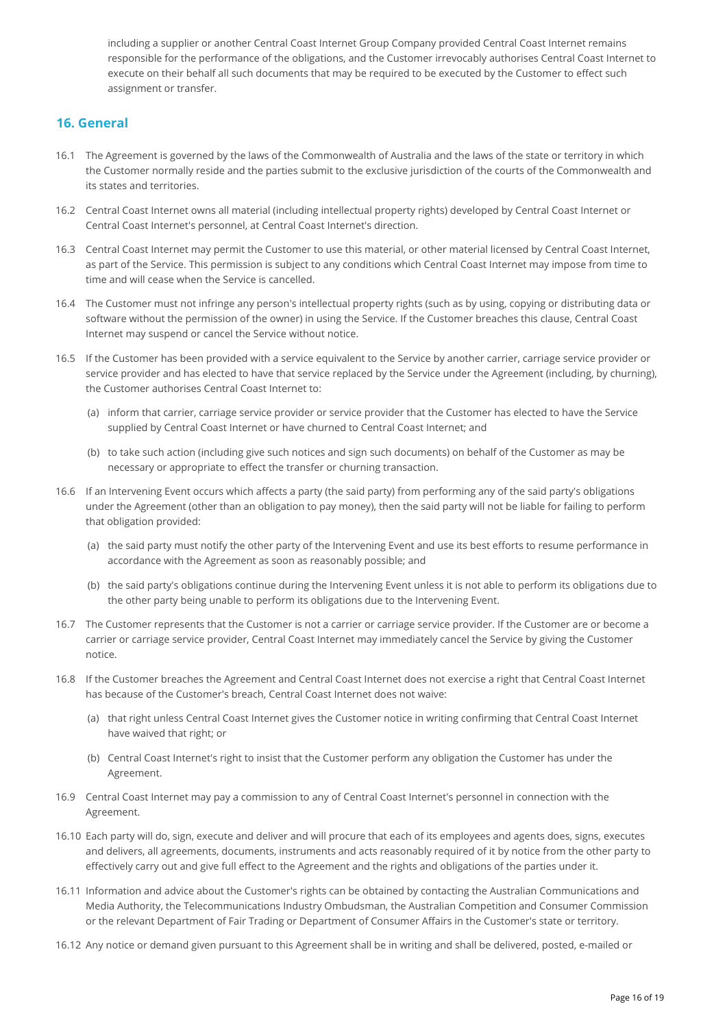including a supplier or another Central Coast Internet Group Company provided Central Coast Internet remains responsible for the performance of the obligations, and the Customer irrevocably authorises Central Coast Internet to execute on their behalf all such documents that may be required to be executed by the Customer to effect such assignment or transfer.

## 16. General

16.1 The Agreement is governed by the laws of the Commonwealth of Australia and the laws of the state or territory in which the Customer normally reside and the parties submit to the exclusive jurisdiction of the courts of the Commonwealth and its states and territories.

16.2 Central Coast Internet owns all material (including intellectual property rights) developed by Central Coast Internet or Central Coast Internet's personnel, at Central Coast Internet's direction.

16.3 Central Coast Internet may permit the Customer to use this material, or other material licensed by Central Coast Internet, as part of the Service. This permission is subject to any conditions which Central Coast Internet may impose from time to time and will cease when the Service is cancelled.

16.4 The Customer must not infringe any person's intellectual property rights (such as by using, copying or distributing data or software without the permission of the owner) in using the Service. If the Customer breaches this clause, Central Coast Internet may suspend or cancel the Service without notice.

16.5 If the Customer has been provided with a service equivalent to the Service by another carrier, carriage service provider or service provider and has elected to have that service replaced by the Service under the Agreement (including, by churning), the Customer authorises Central Coast Internet to:

(a) inform that carrier, carriage service provider or service provider that the Customer has elected to have the Service supplied by Central Coast Internet or have churned to Central Coast Internet; and

(b) to take such action (including give such notices and sign such documents) on behalf of the Customer as may be necessary or appropriate to effect the transfer or churning transaction.

16.6 If an Intervening Event occurs which affects a party (the said party) from performing any of the said party's obligations under the Agreement (other than an obligation to pay money), then the said party will not be liable for failing to perform that obligation provided:

(a) the said party must notify the other party of the Intervening Event and use its best efforts to resume performance in accordance with the Agreement as soon as reasonably possible; and

(b) the said party's obligations continue during the Intervening Event unless it is not able to perform its obligations due to the other party being unable to perform its obligations due to the Intervening Event.

16.7 The Customer represents that the Customer is not a carrier or carriage service provider. If the Customer are or become a carrier or carriage service provider, Central Coast Internet may immediately cancel the Service by giving the Customer notice.

16.8 If the Customer breaches the Agreement and Central Coast Internet does not exercise a right that Central Coast Internet has because of the Customer's breach, Central Coast Internet does not waive:

(a) that right unless Central Coast Internet gives the Customer notice in writing confirming that Central Coast Internet have waived that right; or

(b) Central Coast Internet's right to insist that the Customer perform any obligation the Customer has under the Agreement.

16.9 Central Coast Internet may pay a commission to any of Central Coast Internet's personnel in connection with the Agreement.

16.10 Each party will do, sign, execute and deliver and will procure that each of its employees and agents does, signs, executes and delivers, all agreements, documents, instruments and acts reasonably required of it by notice from the other party to effectively carry out and give full effect to the Agreement and the rights and obligations of the parties under it.

16.11 Information and advice about the Customer's rights can be obtained by contacting the Australian Communications and Media Authority, the Telecommunications Industry Ombudsman, the Australian Competition and Consumer Commission or the relevant Department of Fair Trading or Department of Consumer Affairs in the Customer's state or territory.

16.12 Any notice or demand given pursuant to this Agreement shall be in writing and shall be delivered, posted, e-mailed or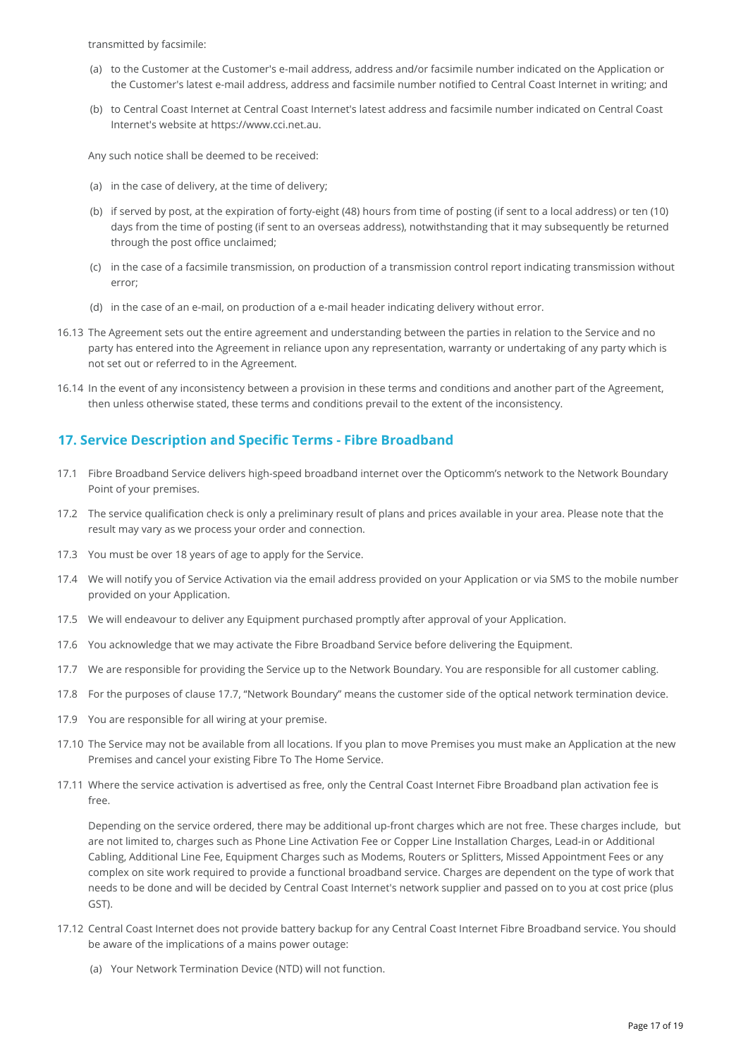transmitted by facsimile:

(a) to the Customer at the Customer's e-mail address, address and/or facsimile number indicated on the Application or the Customer's latest e-mail address, address and facsimile number notified to Central Coast Internet in writing; and

(b) to Central Coast Internet at Central Coast Internet's latest address and facsimile number indicated on Central Coast Internet's website at https://www.cci.net.au.

Any such notice shall be deemed to be received:

(a) in the case of delivery, at the time of delivery;

(b) if served by post, at the expiration of forty-eight (48) hours from time of posting (if sent to a local address) or ten (10) days from the time of posting (if sent to an overseas address), notwithstanding that it may subsequently be returned through the post office unclaimed;

(c) in the case of a facsimile transmission, on production of a transmission control report indicating transmission without error;

(d) in the case of an e-mail, on production of a e-mail header indicating delivery without error.

16.13 The Agreement sets out the entire agreement and understanding between the parties in relation to the Service and no party has entered into the Agreement in reliance upon any representation, warranty or undertaking of any party which is not set out or referred to in the Agreement.

16.14 In the event of any inconsistency between a provision in these terms and conditions and another part of the Agreement, then unless otherwise stated, these terms and conditions prevail to the extent of the inconsistency.

## 17. Service Description and Specific Terms - Fibre Broadband

17.1 Fibre Broadband Service delivers high-speed broadband internet over the Opticomm's network to the Network Boundary Point of your premises.

17.2 The service qualification check is only a preliminary result of plans and prices available in your area. Please note that the result may vary as we process your order and connection.

17.3 You must be over 18 years of age to apply for the Service.

17.4 We will notify you of Service Activation via the email address provided on your Application or via SMS to the mobile number provided on your Application.

17.5 We will endeavour to deliver any Equipment purchased promptly after approval of your Application.

17.6 You acknowledge that we may activate the Fibre Broadband Service before delivering the Equipment.

17.7 We are responsible for providing the Service up to the Network Boundary. You are responsible for all customer cabling.

17.8 For the purposes of clause 17.7, "Network Boundary" means the customer side of the optical network termination device.

17.9 You are responsible for all wiring at your premise.

17.10 The Service may not be available from all locations. If you plan to move Premises you must make an Application at the new Premises and cancel your existing Fibre To The Home Service.

17.11 Where the service activation is advertised as free, only the Central Coast Internet Fibre Broadband plan activation fee is free.

Depending on the service ordered, there may be additional up-front charges which are not free. These charges include, but are not limited to, charges such as Phone Line Activation Fee or Copper Line Installation Charges, Lead-in or Additional Cabling, Additional Line Fee, Equipment Charges such as Modems, Routers or Splitters, Missed Appointment Fees or any complex on site work required to provide a functional broadband service. Charges are dependent on the type of work that needs to be done and will be decided by Central Coast Internet's network supplier and passed on to you at cost price (plus GST).

17.12 Central Coast Internet does not provide battery backup for any Central Coast Internet Fibre Broadband service. You should be aware of the implications of a mains power outage:

(a) Your Network Termination Device (NTD) will not function.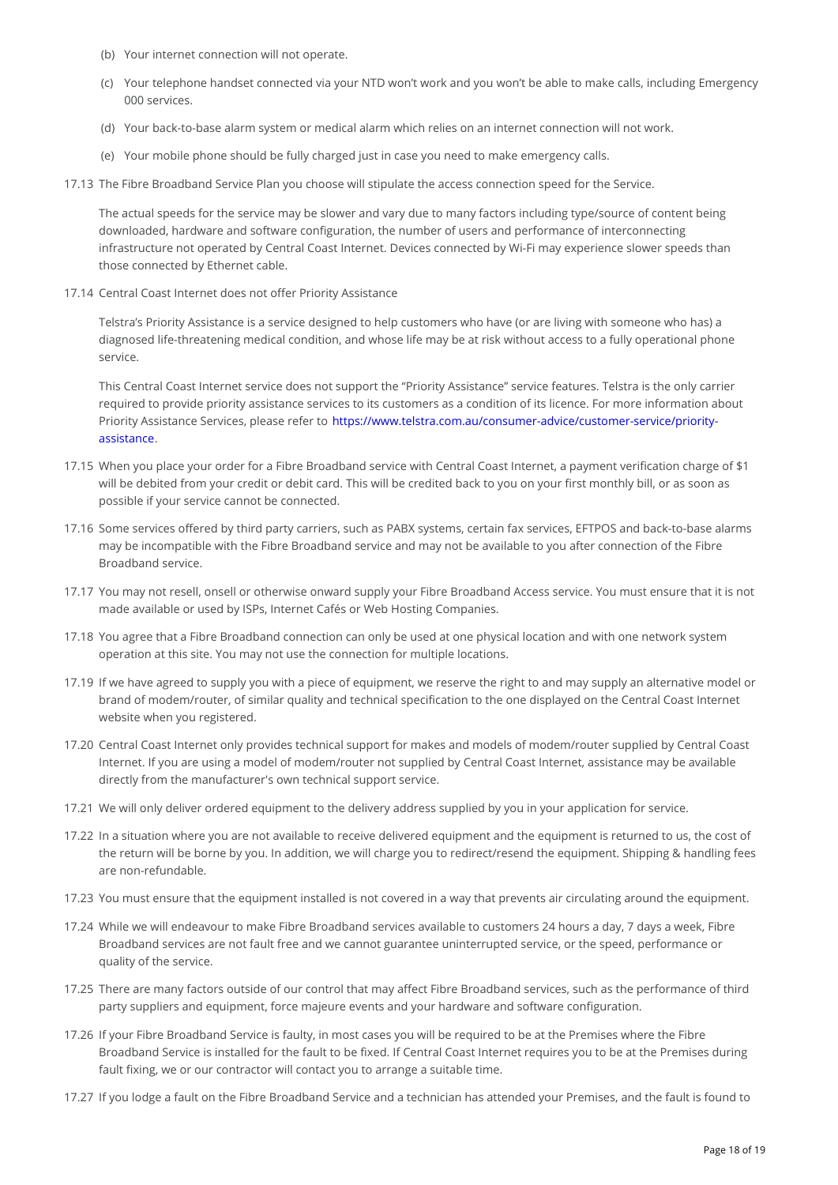(b) Your internet connection will not operate.

(c) Your telephone handset connected via your NTD won't work and you won't be able to make calls, including Emergency 000 services.

(d) Your back-to-base alarm system or medical alarm which relies on an internet connection will not work.

(e) Your mobile phone should be fully charged just in case you need to make emergency calls.

17.13 The Fibre Broadband Service Plan you choose will stipulate the access connection speed for the Service.

The actual speeds for the service may be slower and vary due to many factors including type/source of content being downloaded, hardware and software configuration, the number of users and performance of interconnecting infrastructure not operated by Central Coast Internet. Devices connected by Wi-Fi may experience slower speeds than those connected by Ethernet cable.

17.14 Central Coast Internet does not offer Priority Assistance

Telstra's Priority Assistance is a service designed to help customers who have (or are living with someone who has) a diagnosed life-threatening medical condition, and whose life may be at risk without access to a fully operational phone service.

This Central Coast Internet service does not support the "Priority Assistance" service features. Telstra is the only carrier required to provide priority assistance services to its customers as a condition of its licence. For more information about Priority Assistance Services, please refer to https://www.telstra.com.au/consumer-advice/customer-service/priority-assistance.

17.15 When you place your order for a Fibre Broadband service with Central Coast Internet, a payment verification charge of $1 will be debited from your credit or debit card. This will be credited back to you on your first monthly bill, or as soon as possible if your service cannot be connected.

17.16 Some services offered by third party carriers, such as PABX systems, certain fax services, EFTPOS and back-to-base alarms may be incompatible with the Fibre Broadband service and may not be available to you after connection of the Fibre Broadband service.

17.17 You may not resell, onsell or otherwise onward supply your Fibre Broadband Access service. You must ensure that it is not made available or used by ISPs, Internet Cafés or Web Hosting Companies.

17.18 You agree that a Fibre Broadband connection can only be used at one physical location and with one network system operation at this site. You may not use the connection for multiple locations.

17.19 If we have agreed to supply you with a piece of equipment, we reserve the right to and may supply an alternative model or brand of modem/router, of similar quality and technical specification to the one displayed on the Central Coast Internet website when you registered.

17.20 Central Coast Internet only provides technical support for makes and models of modem/router supplied by Central Coast Internet. If you are using a model of modem/router not supplied by Central Coast Internet, assistance may be available directly from the manufacturer's own technical support service.

17.21 We will only deliver ordered equipment to the delivery address supplied by you in your application for service.

17.22 In a situation where you are not available to receive delivered equipment and the equipment is returned to us, the cost of the return will be borne by you. In addition, we will charge you to redirect/resend the equipment. Shipping & handling fees are non-refundable.

17.23 You must ensure that the equipment installed is not covered in a way that prevents air circulating around the equipment.

17.24 While we will endeavour to make Fibre Broadband services available to customers 24 hours a day, 7 days a week, Fibre Broadband services are not fault free and we cannot guarantee uninterrupted service, or the speed, performance or quality of the service.

17.25 There are many factors outside of our control that may affect Fibre Broadband services, such as the performance of third party suppliers and equipment, force majeure events and your hardware and software configuration.

17.26 If your Fibre Broadband Service is faulty, in most cases you will be required to be at the Premises where the Fibre Broadband Service is installed for the fault to be fixed. If Central Coast Internet requires you to be at the Premises during fault fixing, we or our contractor will contact you to arrange a suitable time.

17.27 If you lodge a fault on the Fibre Broadband Service and a technician has attended your Premises, and the fault is found to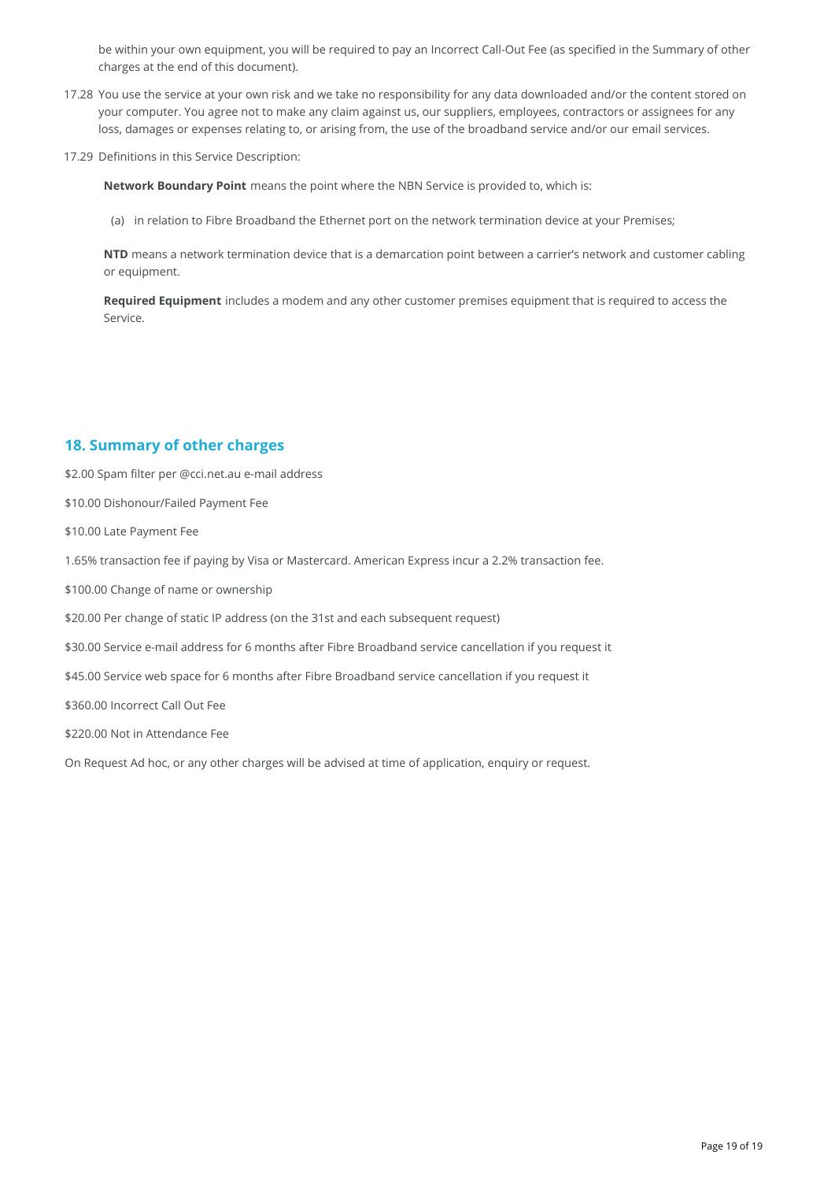be within your own equipment, you will be required to pay an Incorrect Call-Out Fee (as specified in the Summary of other charges at the end of this document).

17.28 You use the service at your own risk and we take no responsibility for any data downloaded and/or the content stored on your computer. You agree not to make any claim against us, our suppliers, employees, contractors or assignees for any loss, damages or expenses relating to, or arising from, the use of the broadband service and/or our email services.

17.29 Definitions in this Service Description:

**Network Boundary Point** means the point where the NBN Service is provided to, which is:

(a) in relation to Fibre Broadband the Ethernet port on the network termination device at your Premises;

**NTD** means a network termination device that is a demarcation point between a carrier's network and customer cabling or equipment.

**Required Equipment** includes a modem and any other customer premises equipment that is required to access the Service.

## 18. Summary of other charges

$2.00 Spam filter per @cci.net.au e-mail address

$10.00 Dishonour/Failed Payment Fee

$10.00 Late Payment Fee

1.65% transaction fee if paying by Visa or Mastercard. American Express incur a 2.2% transaction fee.

$100.00 Change of name or ownership

$20.00 Per change of static IP address (on the 31st and each subsequent request)

$30.00 Service e-mail address for 6 months after Fibre Broadband service cancellation if you request it

$45.00 Service web space for 6 months after Fibre Broadband service cancellation if you request it

$360.00 Incorrect Call Out Fee

$220.00 Not in Attendance Fee

On Request Ad hoc, or any other charges will be advised at time of application, enquiry or request.